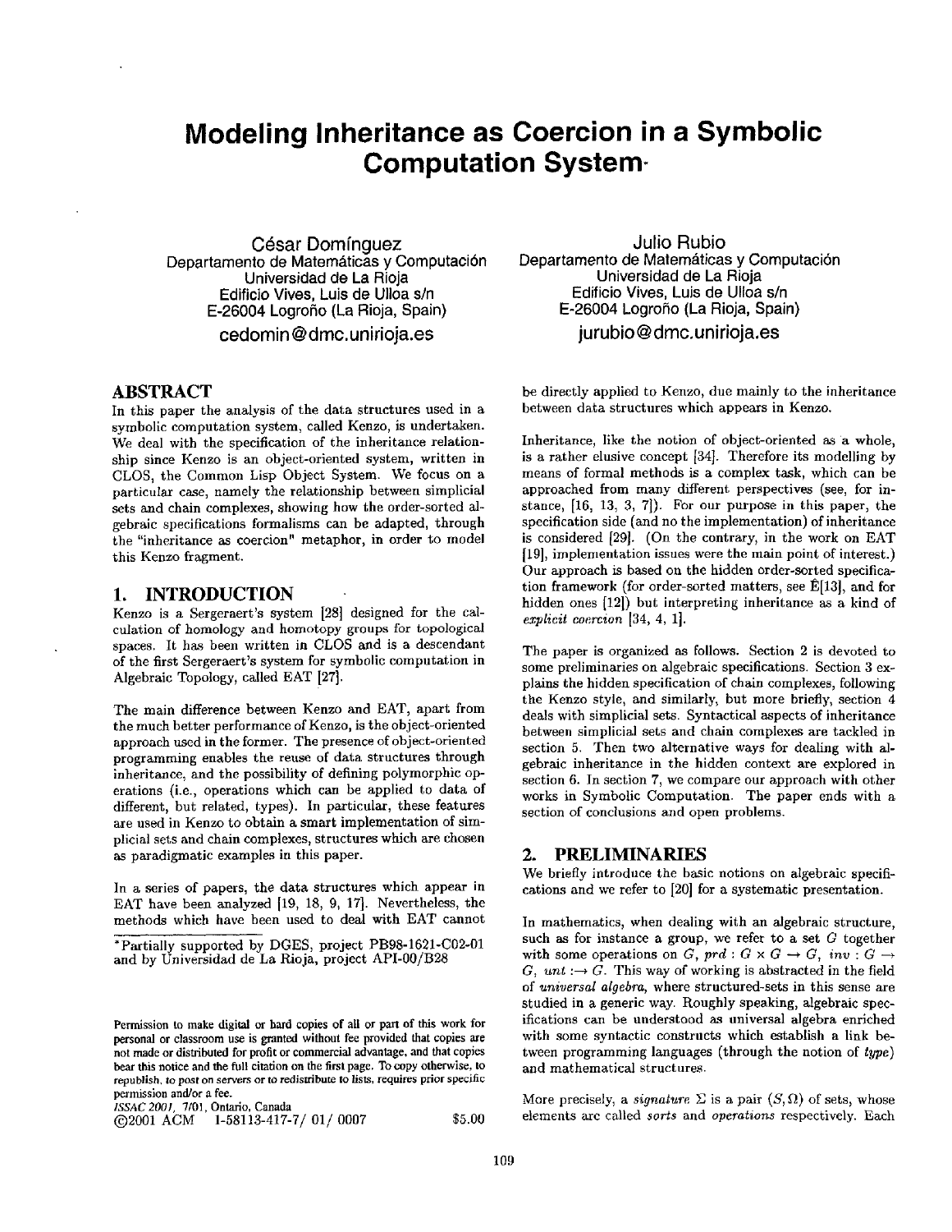# Modeling Inheritance as Coercion in a Symbolic Computation System*

César Domínguez
Departamento de Matemáticas y Computación
Universidad de La Rioja
Edificio Vives, Luis de Ulloa s/n
E-26004 Logroño (La Rioja, Spain)
cedomin@dmc.unirioja.es

Julio Rubio
Departamento de Matemáticas y Computación
Universidad de La Rioja
Edificio Vives, Luis de Ulloa s/n
E-26004 Logroño (La Rioja, Spain)
jurubio@dmc.unirioja.es

## ABSTRACT

In this paper the analysis of the data structures used in a symbolic computation system, called Kenzo, is undertaken. We deal with the specification of the inheritance relationship since Kenzo is an object-oriented system, written in CLOS, the Common Lisp Object System. We focus on a particular case, namely the relationship between simplicial sets and chain complexes, showing how the order-sorted algebraic specifications formalisms can be adapted, through the "inheritance as coercion" metaphor, in order to model this Kenzo fragment.

## 1. INTRODUCTION

Kenzo is a Sergeraert's system [28] designed for the calculation of homology and homotopy groups for topological spaces. It has been written in CLOS and is a descendant of the first Sergeraert's system for symbolic computation in Algebraic Topology, called EAT [27].

The main difference between Kenzo and EAT, apart from the much better performance of Kenzo, is the object-oriented approach used in the former. The presence of object-oriented programming enables the reuse of data structures through inheritance, and the possibility of defining polymorphic operations (i.e., operations which can be applied to data of different, but related, types). In particular, these features are used in Kenzo to obtain a smart implementation of simplicial sets and chain complexes, structures which are chosen as paradigmatic examples in this paper.

In a series of papers, the data structures which appear in EAT have been analyzed [19, 18, 9, 17]. Nevertheless, the methods which have been used to deal with EAT cannot be directly applied to Kenzo, due mainly to the inheritance between data structures which appears in Kenzo.

Inheritance, like the notion of object-oriented as a whole, is a rather elusive concept [34]. Therefore its modelling by means of formal methods is a complex task, which can be approached from many different perspectives (see, for instance, [16, 13, 3, 7]). For our purpose in this paper, the specification side (and no the implementation) of inheritance is considered [29]. (On the contrary, in the work on EAT [19], implementation issues were the main point of interest.) Our approach is based on the hidden order-sorted specification framework (for order-sorted matters, see Ê[13], and for hidden ones [12]) but interpreting inheritance as a kind of *explicit coercion* [34, 4, 1].

The paper is organized as follows. Section 2 is devoted to some preliminaries on algebraic specifications. Section 3 explains the hidden specification of chain complexes, following the Kenzo style, and similarly, but more briefly, section 4 deals with simplicial sets. Syntactical aspects of inheritance between simplicial sets and chain complexes are tackled in section 5. Then two alternative ways for dealing with algebraic inheritance in the hidden context are explored in section 6. In section 7, we compare our approach with other works in Symbolic Computation. The paper ends with a section of conclusions and open problems.

## 2. PRELIMINARIES

We briefly introduce the basic notions on algebraic specifications and we refer to [20] for a systematic presentation.

In mathematics, when dealing with an algebraic structure, such as for instance a group, we refer to a set $G$ together with some operations on $G$, $prd : G \times G \rightarrow G$, $inv : G \rightarrow G$, $unt : \rightarrow G$. This way of working is abstracted in the field of *universal algebra*, where structured-sets in this sense are studied in a generic way. Roughly speaking, algebraic specifications can be understood as universal algebra enriched with some syntactic constructs which establish a link between programming languages (through the notion of *type*) and mathematical structures.

More precisely, a *signature* $\Sigma$ is a pair $(S, \Omega)$ of sets, whose elements are called *sorts* and *operations* respectively. Each

*Partially supported by DGES, project PB98-1621-C02-01 and by Universidad de La Rioja, project API-00/B28

Permission to make digital or hard copies of all or part of this work for personal or classroom use is granted without fee provided that copies are not made or distributed for profit or commercial advantage, and that copies bear this notice and the full citation on the first page. To copy otherwise, to republish, to post on servers or to redistribute to lists, requires prior specific permission and/or a fee.
ISSAC 2001, 7/01, Ontario, Canada
©2001 ACM 1-58113-417-7/ 01/ 0007 $5.00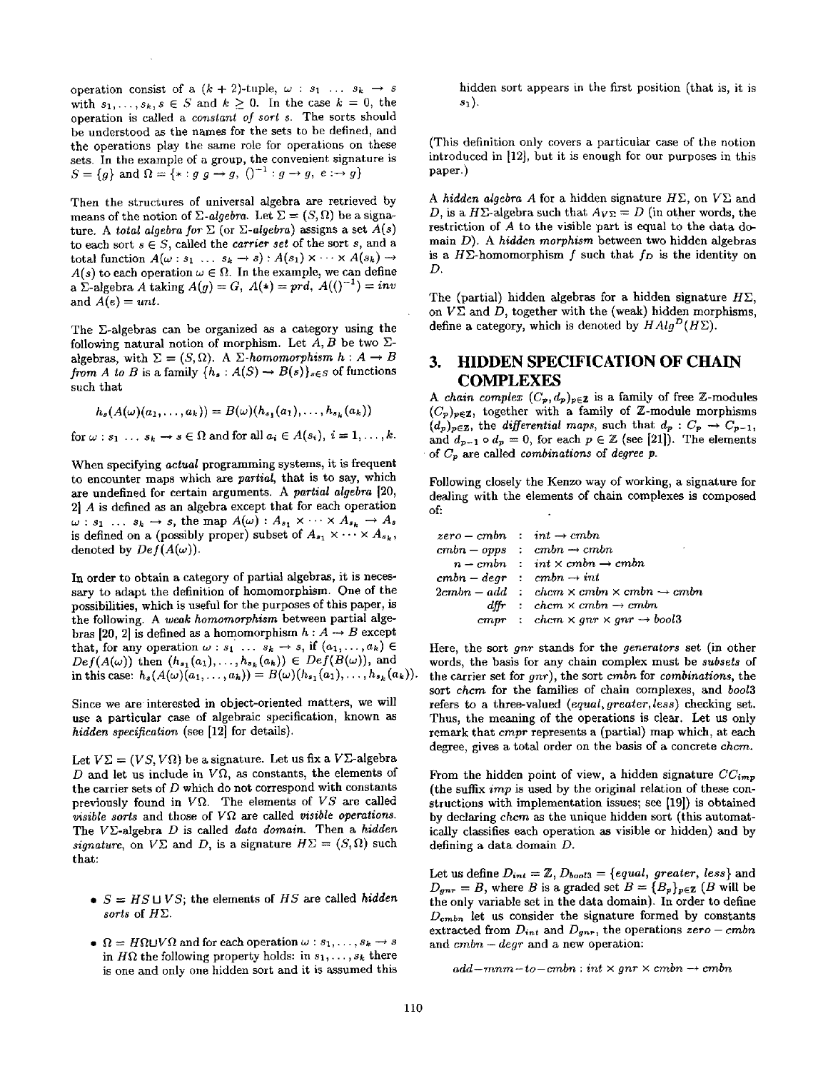operation consist of a $(k+2)$-tuple, $\omega : s_1 \ldots s_k \rightarrow s$ with $s_1, \ldots, s_k, s \in S$ and $k \geq 0$. In the case $k = 0$, the operation is called a *constant of sort s*. The sorts should be understood as the names for the sets to be defined, and the operations play the same role for operations on these sets. In the example of a group, the convenient signature is $S = \{g\}$ and $\Omega = \{* : g\ g \rightarrow g,\ ()^{-1} : g \rightarrow g,\ e :\rightarrow g\}$

Then the structures of universal algebra are retrieved by means of the notion of $\Sigma$*-algebra*. Let $\Sigma = (S, \Omega)$ be a signature. A *total algebra for* $\Sigma$ (or $\Sigma$*-algebra*) assigns a set $A(s)$ to each sort $s \in S$, called the *carrier set* of the sort $s$, and a total function $A(\omega : s_1 \ldots s_k \rightarrow s) : A(s_1) \times \cdots \times A(s_k) \rightarrow A(s)$ to each operation $\omega \in \Omega$. In the example, we can define a $\Sigma$-algebra $A$ taking $A(g) = G$, $A(*) = prd$, $A(()^{-1}) = inv$ and $A(e) = unt$.

The $\Sigma$-algebras can be organized as a category using the following natural notion of morphism. Let $A, B$ be two $\Sigma$-algebras, with $\Sigma = (S, \Omega)$. A $\Sigma$*-homomorphism* $h : A \rightarrow B$ *from A to B* is a family $\{h_s : A(S) \rightarrow B(s)\}_{s \in S}$ of functions such that

$$h_s(A(\omega)(a_1, \ldots, a_k)) = B(\omega)(h_{s_1}(a_1), \ldots, h_{s_k}(a_k))$$

for $\omega : s_1 \ldots s_k \rightarrow s \in \Omega$ and for all $a_i \in A(s_i)$, $i = 1, \ldots, k$.

When specifying *actual* programming systems, it is frequent to encounter maps which are *partial*, that is to say, which are undefined for certain arguments. A *partial algebra* [20, 2] $A$ is defined as an algebra except that for each operation $\omega : s_1 \ldots s_k \rightarrow s$, the map $A(\omega) : A_{s_1} \times \cdots \times A_{s_k} \rightarrow A_s$ is defined on a (possibly proper) subset of $A_{s_1} \times \cdots \times A_{s_k}$, denoted by $Def(A(\omega))$.

In order to obtain a category of partial algebras, it is necessary to adapt the definition of homomorphism. One of the possibilities, which is useful for the purposes of this paper, is the following. A *weak homomorphism* between partial algebras [20, 2] is defined as a homomorphism $h : A \rightarrow B$ except that, for any operation $\omega : s_1 \ldots s_k \rightarrow s$, if $(a_1, \ldots, a_k) \in Def(A(\omega))$ then $(h_{s_1}(a_1), \ldots, h_{s_k}(a_k)) \in Def(B(\omega))$, and in this case: $h_s(A(\omega)(a_1, \ldots, a_k)) = B(\omega)(h_{s_1}(a_1), \ldots, h_{s_k}(a_k))$.

Since we are interested in object-oriented matters, we will use a particular case of algebraic specification, known as *hidden specification* (see [12] for details).

Let $V\Sigma = (VS, V\Omega)$ be a signature. Let us fix a $V\Sigma$-algebra $D$ and let us include in $V\Omega$, as constants, the elements of the carrier sets of $D$ which do not correspond with constants previously found in $V\Omega$. The elements of $VS$ are called *visible sorts* and those of $V\Omega$ are called *visible operations*. The $V\Sigma$-algebra $D$ is called *data domain*. Then a *hidden signature*, on $V\Sigma$ and $D$, is a signature $H\Sigma = (S, \Omega)$ such that:

- $S = HS \sqcup VS$; the elements of $HS$ are called *hidden sorts* of $H\Sigma$.
- $\Omega = H\Omega \sqcup V\Omega$ and for each operation $\omega : s_1, \ldots, s_k \rightarrow s$ in $H\Omega$ the following property holds: in $s_1, \ldots, s_k$ there is one and only one hidden sort and it is assumed this hidden sort appears in the first position (that is, it is $s_1$).

(This definition only covers a particular case of the notion introduced in [12], but it is enough for our purposes in this paper.)

A *hidden algebra* $A$ for a hidden signature $H\Sigma$, on $V\Sigma$ and $D$, is a $H\Sigma$-algebra such that $A_{V\Sigma} = D$ (in other words, the restriction of $A$ to the visible part is equal to the data domain $D$). A *hidden morphism* between two hidden algebras is a $H\Sigma$-homomorphism $f$ such that $f_D$ is the identity on $D$.

The (partial) hidden algebras for a hidden signature $H\Sigma$, on $V\Sigma$ and $D$, together with the (weak) hidden morphisms, define a category, which is denoted by $HAlg^D(H\Sigma)$.

## 3. HIDDEN SPECIFICATION OF CHAIN COMPLEXES

A *chain complex* $(C_p, d_p)_{p \in \mathbb{Z}}$ is a family of free $\mathbb{Z}$-modules $(C_p)_{p \in \mathbb{Z}}$, together with a family of $\mathbb{Z}$-module morphisms $(d_p)_{p \in \mathbb{Z}}$, the *differential maps*, such that $d_p : C_p \rightarrow C_{p-1}$, and $d_{p-1} \circ d_p = 0$, for each $p \in \mathbb{Z}$ (see [21]). The elements of $C_p$ are called *combinations of degree p*.

Following closely the Kenzo way of working, a signature for dealing with the elements of chain complexes is composed of:

$$
\begin{aligned}
zero-cmbn &: int \rightarrow cmbn\\
cmbn-opps &: cmbn \rightarrow cmbn\\
n-cmbn &: int \times cmbn \rightarrow cmbn\\
cmbn-degr &: cmbn \rightarrow int\\
2cmbn-add &: chcm \times cmbn \times cmbn \rightarrow cmbn\\
dffr &: chcm \times cmbn \rightarrow cmbn\\
cmpr &: chcm \times gnr \times gnr \rightarrow bool3
\end{aligned}
$$

Here, the sort $gnr$ stands for the *generators* set (in other words, the basis for any chain complex must be *subsets* of the carrier set for $gnr$), the sort $cmbn$ for *combinations*, the sort $chcm$ for the families of chain complexes, and $bool3$ refers to a three-valued $(equal, greater, less)$ checking set. Thus, the meaning of the operations is clear. Let us only remark that $cmpr$ represents a (partial) map which, at each degree, gives a total order on the basis of a concrete $chcm$.

From the hidden point of view, a hidden signature $CC_{imp}$ (the suffix $imp$ is used by the original relation of these constructions with implementation issues; see [19]) is obtained by declaring $chcm$ as the unique hidden sort (this automatically classifies each operation as visible or hidden) and by defining a data domain $D$.

Let us define $D_{int} = \mathbb{Z}$, $D_{bool3} = \{equal,\ greater,\ less\}$ and $D_{gnr} = B$, where $B$ is a graded set $B = \{B_p\}_{p \in \mathbb{Z}}$ ($B$ will be the only variable set in the data domain). In order to define $D_{cmbn}$ let us consider the signature formed by constants extracted from $D_{int}$ and $D_{gnr}$, the operations $zero-cmbn$ and $cmbn-degr$ and a new operation:

$$add-mnm-to-cmbn : int \times gnr \times cmbn \rightarrow cmbn$$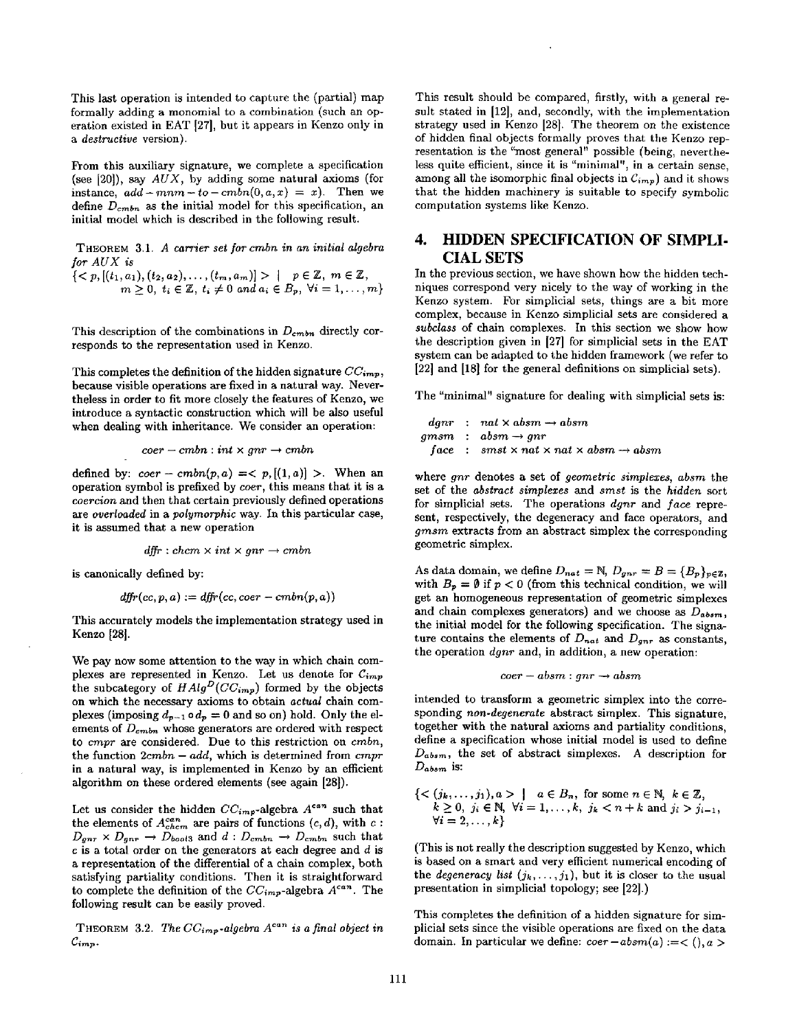This last operation is intended to capture the (partial) map formally adding a monomial to a combination (such an operation existed in EAT [27], but it appears in Kenzo only in a *destructive* version).

From this auxiliary signature, we complete a specification (see [20]), say $AUX$, by adding some natural axioms (for instance, $add-mnm-to-cmbn(0,a,x) = x$). Then we define $D_{cmbn}$ as the initial model for this specification, an initial model which is described in the following result.

THEOREM 3.1. *A carrier set for cmbn in an initial algebra for AUX is*

$\{< p, [(t_1, a_1), (t_2, a_2), \ldots, (t_m, a_m)] > \mid p \in \mathbb{Z}, m \in \mathbb{Z}, m \geq 0, t_i \in \mathbb{Z}, t_i \neq 0 \text{ and } a_i \in B_p, \forall i = 1, \ldots, m\}$

This description of the combinations in $D_{cmbn}$ directly corresponds to the representation used in Kenzo.

This completes the definition of the hidden signature $CC_{imp}$, because visible operations are fixed in a natural way. Nevertheless in order to fit more closely the features of Kenzo, we introduce a syntactic construction which will be also useful when dealing with inheritance. We consider an operation:

$$coer-cmbn : int \times gnr \rightarrow cmbn$$

defined by: $coer-cmbn(p,a) =< p, [(1,a)] >$. When an operation symbol is prefixed by *coer*, this means that it is a *coercion* and then that certain previously defined operations are *overloaded* in a *polymorphic* way. In this particular case, it is assumed that a new operation

$$dffr : chcm \times int \times gnr \rightarrow cmbn$$

is canonically defined by:

$$dffr(cc, p, a) := dffr(cc, coer-cmbn(p, a))$$

This accurately models the implementation strategy used in Kenzo [28].

We pay now some attention to the way in which chain complexes are represented in Kenzo. Let us denote for $\mathcal{C}_{imp}$ the subcategory of $HAlg^D(CC_{imp})$ formed by the objects on which the necessary axioms to obtain *actual* chain complexes (imposing $d_{p-1} \circ d_p = 0$ and so on) hold. Only the elements of $D_{cmbn}$ whose generators are ordered with respect to $cmpr$ are considered. Due to this restriction on $cmbn$, the function $2cmbn-add$, which is determined from $cmpr$ in a natural way, is implemented in Kenzo by an efficient algorithm on these ordered elements (see again [28]).

Let us consider the hidden $CC_{imp}$-algebra $A^{can}$ such that the elements of $A^{can}_{chcm}$ are pairs of functions $(c, d)$, with $c : D_{gnr} \times D_{gnr} \rightarrow D_{bool3}$ and $d : D_{cmbn} \rightarrow D_{cmbn}$ such that $c$ is a total order on the generators at each degree and $d$ is a representation of the differential of a chain complex, both satisfying partiality conditions. Then it is straightforward to complete the definition of the $CC_{imp}$-algebra $A^{can}$. The following result can be easily proved.

THEOREM 3.2. *The $CC_{imp}$-algebra $A^{can}$ is a final object in $\mathcal{C}_{imp}$.*

This result should be compared, firstly, with a general result stated in [12], and, secondly, with the implementation strategy used in Kenzo [28]. The theorem on the existence of hidden final objects formally proves that the Kenzo representation is the "most general" possible (being, nevertheless quite efficient, since it is "minimal", in a certain sense, among all the isomorphic final objects in $\mathcal{C}_{imp}$) and it shows that the hidden machinery is suitable to specify symbolic computation systems like Kenzo.

## 4. HIDDEN SPECIFICATION OF SIMPLICIAL SETS

In the previous section, we have shown how the hidden techniques correspond very nicely to the way of working in the Kenzo system. For simplicial sets, things are a bit more complex, because in Kenzo simplicial sets are considered a *subclass* of chain complexes. In this section we show how the description given in [27] for simplicial sets in the EAT system can be adapted to the hidden framework (we refer to [22] and [18] for the general definitions on simplicial sets).

The "minimal" signature for dealing with simplicial sets is:

$$\begin{aligned}
dgnr &: nat \times absm \rightarrow absm \\
gmsm &: absm \rightarrow gnr \\
face &: smst \times nat \times nat \times absm \rightarrow absm
\end{aligned}$$

where $gnr$ denotes a set of *geometric simplexes*, $absm$ the set of the *abstract simplexes* and $smst$ is the *hidden* sort for simplicial sets. The operations $dgnr$ and $face$ represent, respectively, the degeneracy and face operators, and $gmsm$ extracts from an abstract simplex the corresponding geometric simplex.

As data domain, we define $D_{nat} = \mathbb{N}$, $D_{gnr} = B = \{B_p\}_{p \in \mathbb{Z}}$, with $B_p = \emptyset$ if $p < 0$ (from this technical condition, we will get an homogeneous representation of geometric simplexes and chain complexes generators) and we choose as $D_{absm}$, the initial model for the following specification. The signature contains the elements of $D_{nat}$ and $D_{gnr}$ as constants, the operation $dgnr$ and, in addition, a new operation:

$$coer-absm : gnr \rightarrow absm$$

intended to transform a geometric simplex into the corresponding *non-degenerate* abstract simplex. This signature, together with the natural axioms and partiality conditions, define a specification whose initial model is used to define $D_{absm}$, the set of abstract simplexes. A description for $D_{absm}$ is:

$\{< (j_k, \ldots, j_1), a > \mid a \in B_n, \text{ for some } n \in \mathbb{N}, k \in \mathbb{Z}, k \geq 0, j_i \in \mathbb{N}, \forall i = 1, \ldots, k, j_k < n+k \text{ and } j_i > j_{i-1}, \forall i = 2, \ldots, k\}$

(This is not really the description suggested by Kenzo, which is based on a smart and very efficient numerical encoding of the *degeneracy list* $(j_k, \ldots, j_1)$, but it is closer to the usual presentation in simplicial topology; see [22].)

This completes the definition of a hidden signature for simplicial sets since the visible operations are fixed on the data domain. In particular we define: $coer-absm(a) :=< (), a >$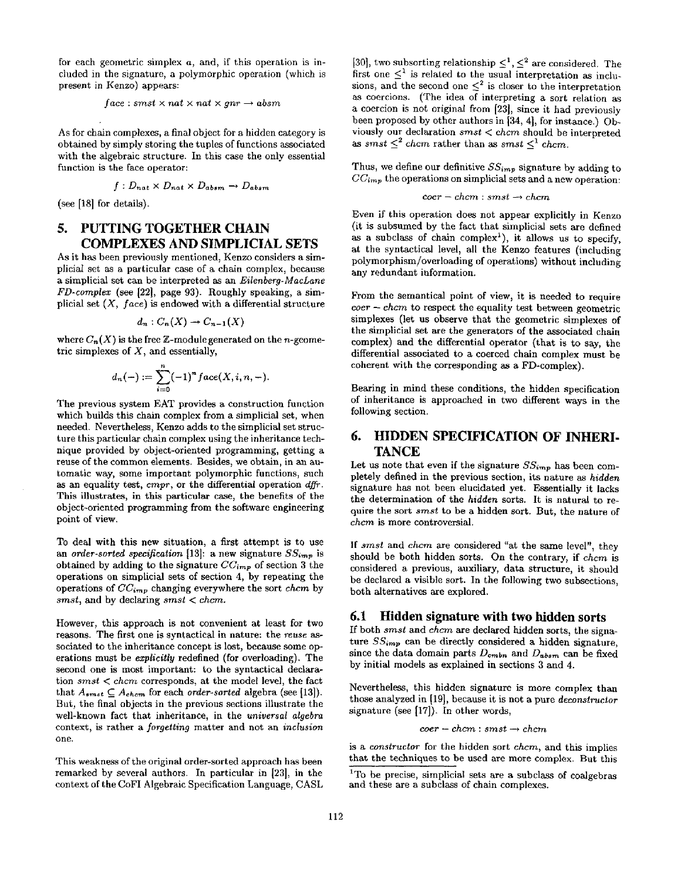for each geometric simplex $a$, and, if this operation is included in the signature, a polymorphic operation (which is present in Kenzo) appears:

$$face : smst \times nat \times nat \times gnr \rightarrow absm$$

As for chain complexes, a final object for a hidden category is obtained by simply storing the tuples of functions associated with the algebraic structure. In this case the only essential function is the face operator:

$$f : D_{nat} \times D_{nat} \times D_{absm} \rightarrow D_{absm}$$

(see [18] for details).

## 5. PUTTING TOGETHER CHAIN COMPLEXES AND SIMPLICIAL SETS

As it has been previously mentioned, Kenzo considers a simplicial set as a particular case of a chain complex, because a simplicial set can be interpreted as an *Eilenberg-MacLane FD-complex* (see [22], page 93). Roughly speaking, a simplicial set $(X, face)$ is endowed with a differential structure

$$d_n : C_n(X) \rightarrow C_{n-1}(X)$$

where $C_n(X)$ is the free $\mathbb{Z}$-module generated on the $n$-geometric simplexes of $X$, and essentially,

$$d_n(-) := \sum_{i=0}^{n} (-1)^n face(X, i, n, -).$$

The previous system EAT provides a construction function which builds this chain complex from a simplicial set, when needed. Nevertheless, Kenzo adds to the simplicial set structure this particular chain complex using the inheritance technique provided by object-oriented programming, getting a reuse of the common elements. Besides, we obtain, in an automatic way, some important polymorphic functions, such as an equality test, *cmpr*, or the differential operation *dffr*. This illustrates, in this particular case, the benefits of the object-oriented programming from the software engineering point of view.

To deal with this new situation, a first attempt is to use an *order-sorted specification* [13]: a new signature $SS_{imp}$ is obtained by adding to the signature $CC_{imp}$ of section 3 the operations on simplicial sets of section 4, by repeating the operations of $CC_{imp}$ changing everywhere the sort *chcm* by *smst*, and by declaring $smst < chcm$.

However, this approach is not convenient at least for two reasons. The first one is syntactical in nature: the *reuse* associated to the inheritance concept is lost, because some operations must be *explicitly* redefined (for overloading). The second one is most important: to the syntactical declaration $smst < chcm$ corresponds, at the model level, the fact that $A_{smst} \subseteq A_{chcm}$ for each *order-sorted* algebra (see [13]). But, the final objects in the previous sections illustrate the well-known fact that inheritance, in the *universal algebra* context, is rather a *forgetting* matter and not an *inclusion* one.

This weakness of the original order-sorted approach has been remarked by several authors. In particular in [23], in the context of the CoFI Algebraic Specification Language, CASL [30], two subsorting relationship $\leq^1, \leq^2$ are considered. The first one $\leq^1$ is related to the usual interpretation as inclusions, and the second one $\leq^2$ is closer to the interpretation as coercions. (The idea of interpreting a sort relation as a coercion is not original from [23], since it had previously been proposed by other authors in [34, 4], for instance.) Obviously our declaration $smst < chcm$ should be interpreted as $smst \leq^2 chcm$ rather than as $smst \leq^1 chcm$.

Thus, we define our definitive $SS_{imp}$ signature by adding to $CC_{imp}$ the operations on simplicial sets and a new operation:

$$coer - chcm : smst \rightarrow chcm$$

Even if this operation does not appear explicitly in Kenzo (it is subsumed by the fact that simplicial sets are defined as a subclass of chain complex[1]), it allows us to specify, at the syntactical level, all the Kenzo features (including polymorphism/overloading of operations) without including any redundant information.

From the semantical point of view, it is needed to require *coer* − *chcm* to respect the equality test between geometric simplexes (let us observe that the geometric simplexes of the simplicial set are the generators of the associated chain complex) and the differential operator (that is to say, the differential associated to a coerced chain complex must be coherent with the corresponding as a FD-complex).

Bearing in mind these conditions, the hidden specification of inheritance is approached in two different ways in the following section.

## 6. HIDDEN SPECIFICATION OF INHERITANCE

Let us note that even if the signature $SS_{imp}$ has been completely defined in the previous section, its nature as *hidden* signature has not been elucidated yet. Essentially it lacks the determination of the *hidden* sorts. It is natural to require the sort *smst* to be a hidden sort. But, the nature of *chcm* is more controversial.

If *smst* and *chcm* are considered "at the same level", they should be both hidden sorts. On the contrary, if *chcm* is considered a previous, auxiliary, data structure, it should be declared a visible sort. In the following two subsections, both alternatives are explored.

### 6.1 Hidden signature with two hidden sorts

If both *smst* and *chcm* are declared hidden sorts, the signature $SS_{imp}$ can be directly considered a hidden signature, since the data domain parts $D_{cmbn}$ and $D_{absm}$ can be fixed by initial models as explained in sections 3 and 4.

Nevertheless, this hidden signature is more complex than those analyzed in [19], because it is not a pure *deconstructor* signature (see [17]). In other words,

$$coer - chcm : smst \rightarrow chcm$$

is a *constructor* for the hidden sort *chcm*, and this implies that the techniques to be used are more complex. But this

[1] To be precise, simplicial sets are a subclass of coalgebras and these are a subclass of chain complexes.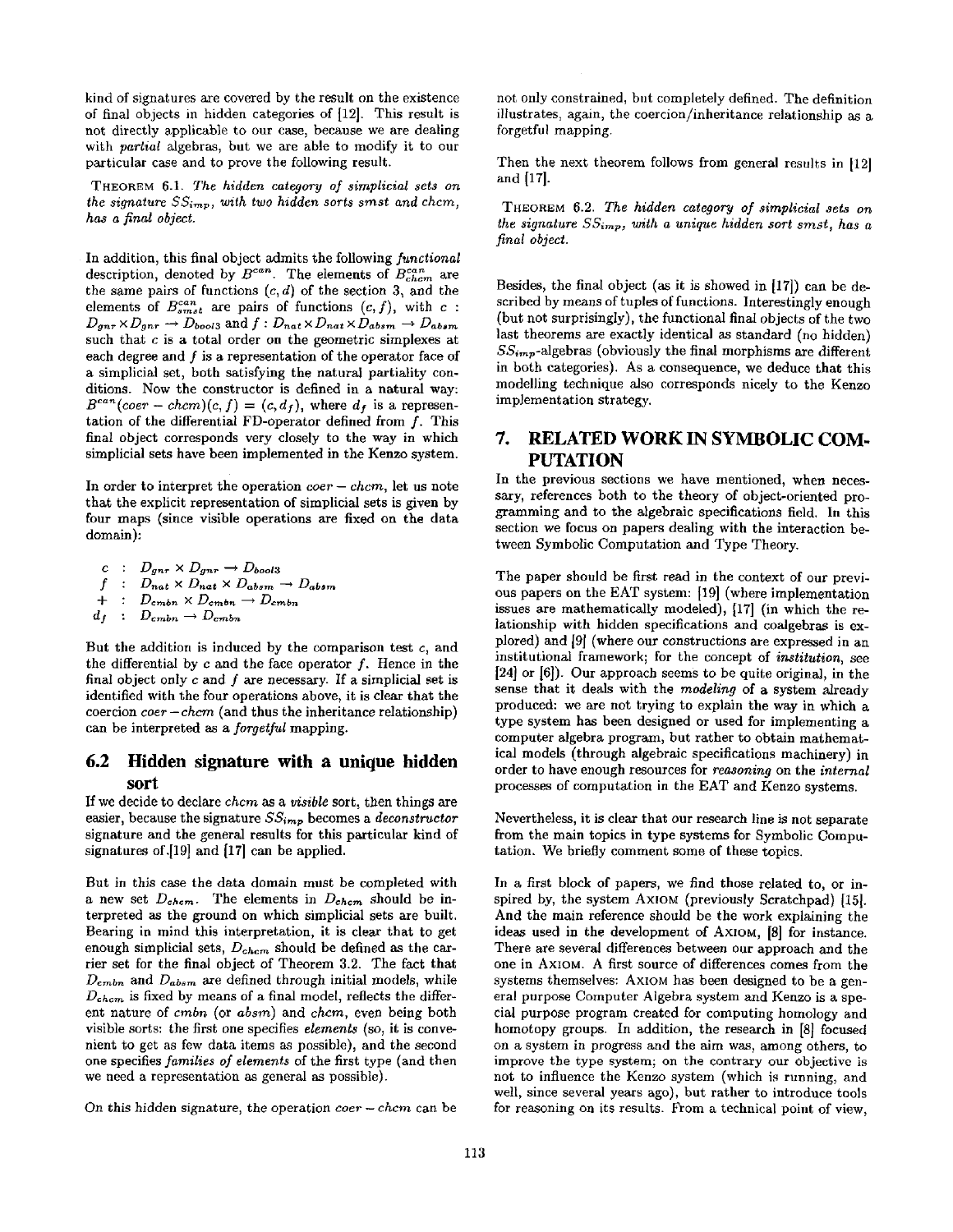kind of signatures are covered by the result on the existence of final objects in hidden categories of [12]. This result is not directly applicable to our case, because we are dealing with *partial* algebras, but we are able to modify it to our particular case and to prove the following result.

THEOREM 6.1. *The hidden category of simplicial sets on the signature $SS_{imp}$, with two hidden sorts smst and chcm, has a final object.*

In addition, this final object admits the following *functional* description, denoted by $B^{can}$. The elements of $B^{can}_{chcm}$ are the same pairs of functions $(c, d)$ of the section 3, and the elements of $B^{can}_{smst}$ are pairs of functions $(c, f)$, with $c : D_{gnr} \times D_{gnr} \rightarrow D_{bool3}$ and $f : D_{nat} \times D_{nat} \times D_{absm} \rightarrow D_{absm}$ such that $c$ is a total order on the geometric simplexes at each degree and $f$ is a representation of the operator face of a simplicial set, both satisfying the natural partiality conditions. Now the constructor is defined in a natural way: $B^{can}(coer - chcm)(c, f) = (c, d_f)$, where $d_f$ is a representation of the differential FD-operator defined from $f$. This final object corresponds very closely to the way in which simplicial sets have been implemented in the Kenzo system.

In order to interpret the operation $coer - chcm$, let us note that the explicit representation of simplicial sets is given by four maps (since visible operations are fixed on the data domain):

$$\begin{aligned}
c &: D_{gnr} \times D_{gnr} \rightarrow D_{bool3} \\
f &: D_{nat} \times D_{nat} \times D_{absm} \rightarrow D_{absm} \\
+ &: D_{cmbn} \times D_{cmbn} \rightarrow D_{cmbn} \\
d_f &: D_{cmbn} \rightarrow D_{cmbn}
\end{aligned}$$

But the addition is induced by the comparison test $c$, and the differential by $c$ and the face operator $f$. Hence in the final object only $c$ and $f$ are necessary. If a simplicial set is identified with the four operations above, it is clear that the coercion $coer - chcm$ (and thus the inheritance relationship) can be interpreted as a *forgetful* mapping.

## 6.2 Hidden signature with a unique hidden sort

If we decide to declare *chcm* as a *visible* sort, then things are easier, because the signature $SS_{imp}$ becomes a *deconstructor* signature and the general results for this particular kind of signatures of [19] and [17] can be applied.

But in this case the data domain must be completed with a new set $D_{chcm}$. The elements in $D_{chcm}$ should be interpreted as the ground on which simplicial sets are built. Bearing in mind this interpretation, it is clear that to get enough simplicial sets, $D_{chcm}$ should be defined as the carrier set for the final object of Theorem 3.2. The fact that $D_{cmbn}$ and $D_{absm}$ are defined through initial models, while $D_{chcm}$ is fixed by means of a final model, reflects the different nature of *cmbn* (or *absm*) and *chcm*, even being both visible sorts: the first one specifies *elements* (so, it is convenient to get as few data items as possible), and the second one specifies *families of elements* of the first type (and then we need a representation as general as possible).

On this hidden signature, the operation $coer - chcm$ can be not only constrained, but completely defined. The definition illustrates, again, the coercion/inheritance relationship as a forgetful mapping.

Then the next theorem follows from general results in [12] and [17].

THEOREM 6.2. *The hidden category of simplicial sets on the signature $SS_{imp}$, with a unique hidden sort smst, has a final object.*

Besides, the final object (as it is showed in [17]) can be described by means of tuples of functions. Interestingly enough (but not surprisingly), the functional final objects of the two last theorems are exactly identical as standard (no hidden) $SS_{imp}$-algebras (obviously the final morphisms are different in both categories). As a consequence, we deduce that this modelling technique also corresponds nicely to the Kenzo implementation strategy.

# 7. RELATED WORK IN SYMBOLIC COMPUTATION

In the previous sections we have mentioned, when necessary, references both to the theory of object-oriented programming and to the algebraic specifications field. In this section we focus on papers dealing with the interaction between Symbolic Computation and Type Theory.

The paper should be first read in the context of our previous papers on the EAT system: [19] (where implementation issues are mathematically modeled), [17] (in which the relationship with hidden specifications and coalgebras is explored) and [9] (where our constructions are expressed in an institutional framework; for the concept of *institution*, see [24] or [6]). Our approach seems to be quite original, in the sense that it deals with the *modeling* of a system already produced: we are not trying to explain the way in which a type system has been designed or used for implementing a computer algebra program, but rather to obtain mathematical models (through algebraic specifications machinery) in order to have enough resources for *reasoning* on the *internal* processes of computation in the EAT and Kenzo systems.

Nevertheless, it is clear that our research line is not separate from the main topics in type systems for Symbolic Computation. We briefly comment some of these topics.

In a first block of papers, we find those related to, or inspired by, the system AXIOM (previously Scratchpad) [15]. And the main reference should be the work explaining the ideas used in the development of AXIOM, [8] for instance. There are several differences between our approach and the one in AXIOM. A first source of differences comes from the systems themselves: AXIOM has been designed to be a general purpose Computer Algebra system and Kenzo is a special purpose program created for computing homology and homotopy groups. In addition, the research in [8] focused on a system in progress and the aim was, among others, to improve the type system; on the contrary our objective is not to influence the Kenzo system (which is running, and well, since several years ago), but rather to introduce tools for reasoning on its results. From a technical point of view,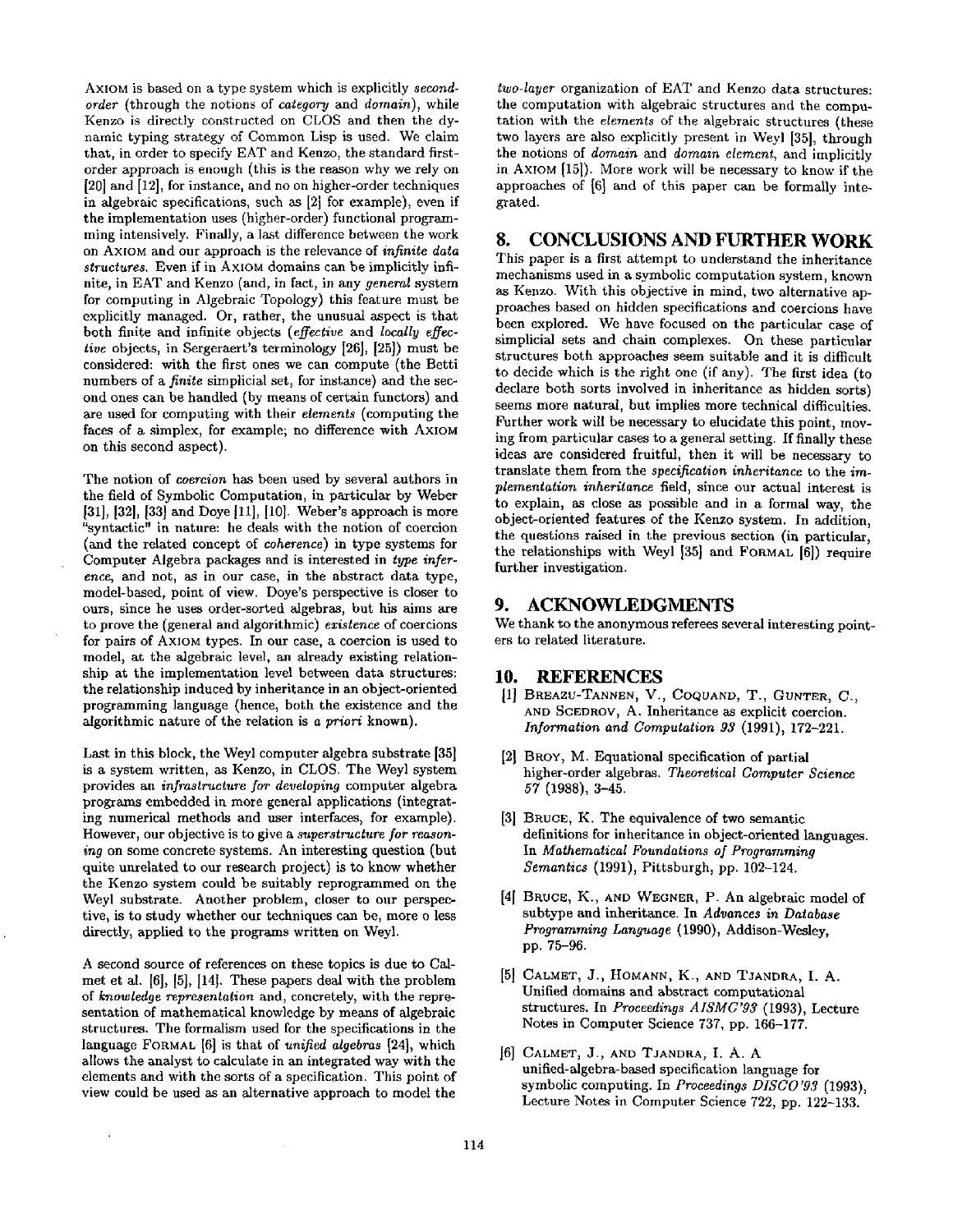AXIOM is based on a type system which is explicitly *second-order* (through the notions of *category* and *domain*), while Kenzo is directly constructed on CLOS and then the dynamic typing strategy of Common Lisp is used. We claim that, in order to specify EAT and Kenzo, the standard first-order approach is enough (this is the reason why we rely on [20] and [12], for instance, and no on higher-order techniques in algebraic specifications, such as [2] for example), even if the implementation uses (higher-order) functional programming intensively. Finally, a last difference between the work on AXIOM and our approach is the relevance of *infinite data structures*. Even if in AXIOM domains can be implicitly infinite, in EAT and Kenzo (and, in fact, in any *general* system for computing in Algebraic Topology) this feature must be explicitly managed. Or, rather, the unusual aspect is that both finite and infinite objects (*effective* and *locally effective* objects, in Sergeraert's terminology [26], [25]) must be considered: with the first ones we can compute (the Betti numbers of a *finite* simplicial set, for instance) and the second ones can be handled (by means of certain functors) and are used for computing with their *elements* (computing the faces of a simplex, for example; no difference with AXIOM on this second aspect).

The notion of *coercion* has been used by several authors in the field of Symbolic Computation, in particular by Weber [31], [32], [33] and Doye [11], [10]. Weber's approach is more "syntactic" in nature: he deals with the notion of coercion (and the related concept of *coherence*) in type systems for Computer Algebra packages and is interested in *type inference*, and not, as in our case, in the abstract data type, model-based, point of view. Doye's perspective is closer to ours, since he uses order-sorted algebras, but his aims are to prove the (general and algorithmic) *existence* of coercions for pairs of AXIOM types. In our case, a coercion is used to model, at the algebraic level, an already existing relationship at the implementation level between data structures: the relationship induced by inheritance in an object-oriented programming language (hence, both the existence and the algorithmic nature of the relation is *a priori* known).

Last in this block, the Weyl computer algebra substrate [35] is a system written, as Kenzo, in CLOS. The Weyl system provides an *infrastructure for developing* computer algebra programs embedded in more general applications (integrating numerical methods and user interfaces, for example). However, our objective is to give a *superstructure for reasoning* on some concrete systems. An interesting question (but quite unrelated to our research project) is to know whether the Kenzo system could be suitably reprogrammed on the Weyl substrate. Another problem, closer to our perspective, is to study whether our techniques can be, more o less directly, applied to the programs written on Weyl.

A second source of references on these topics is due to Calmet et al. [6], [5], [14]. These papers deal with the problem of *knowledge representation* and, concretely, with the representation of mathematical knowledge by means of algebraic structures. The formalism used for the specifications in the language FORMAL [6] is that of *unified algebras* [24], which allows the analyst to calculate in an integrated way with the elements and with the sorts of a specification. This point of view could be used as an alternative approach to model the *two-layer* organization of EAT and Kenzo data structures: the computation with algebraic structures and the computation with the *elements* of the algebraic structures (these two layers are also explicitly present in Weyl [35], through the notions of *domain* and *domain element*, and implicitly in AXIOM [15]). More work will be necessary to know if the approaches of [6] and of this paper can be formally integrated.

## 8. CONCLUSIONS AND FURTHER WORK

This paper is a first attempt to understand the inheritance mechanisms used in a symbolic computation system, known as Kenzo. With this objective in mind, two alternative approaches based on hidden specifications and coercions have been explored. We have focused on the particular case of simplicial sets and chain complexes. On these particular structures both approaches seem suitable and it is difficult to decide which is the right one (if any). The first idea (to declare both sorts involved in inheritance as hidden sorts) seems more natural, but implies more technical difficulties. Further work will be necessary to elucidate this point, moving from particular cases to a general setting. If finally these ideas are considered fruitful, then it will be necessary to translate them from the *specification inheritance* to the *implementation inheritance* field, since our actual interest is to explain, as close as possible and in a formal way, the object-oriented features of the Kenzo system. In addition, the questions raised in the previous section (in particular, the relationships with Weyl [35] and FORMAL [6]) require further investigation.

## 9. ACKNOWLEDGMENTS

We thank to the anonymous referees several interesting pointers to related literature.

## 10. REFERENCES

[1] BREAZU-TANNEN, V., COQUAND, T., GUNTER, C., AND SCEDROV, A. Inheritance as explicit coercion. *Information and Computation 93* (1991), 172–221.

[2] BROY, M. Equational specification of partial higher-order algebras. *Theoretical Computer Science 57* (1988), 3–45.

[3] BRUCE, K. The equivalence of two semantic definitions for inheritance in object-oriented languages. In *Mathematical Foundations of Programming Semantics* (1991), Pittsburgh, pp. 102–124.

[4] BRUCE, K., AND WEGNER, P. An algebraic model of subtype and inheritance. In *Advances in Database Programming Language* (1990), Addison-Wesley, pp. 75–96.

[5] CALMET, J., HOMANN, K., AND TJANDRA, I. A. Unified domains and abstract computational structures. In *Proceedings AISMC'93* (1993), Lecture Notes in Computer Science 737, pp. 166–177.

[6] CALMET, J., AND TJANDRA, I. A. A unified-algebra-based specification language for symbolic computing. In *Proceedings DISCO'93* (1993), Lecture Notes in Computer Science 722, pp. 122–133.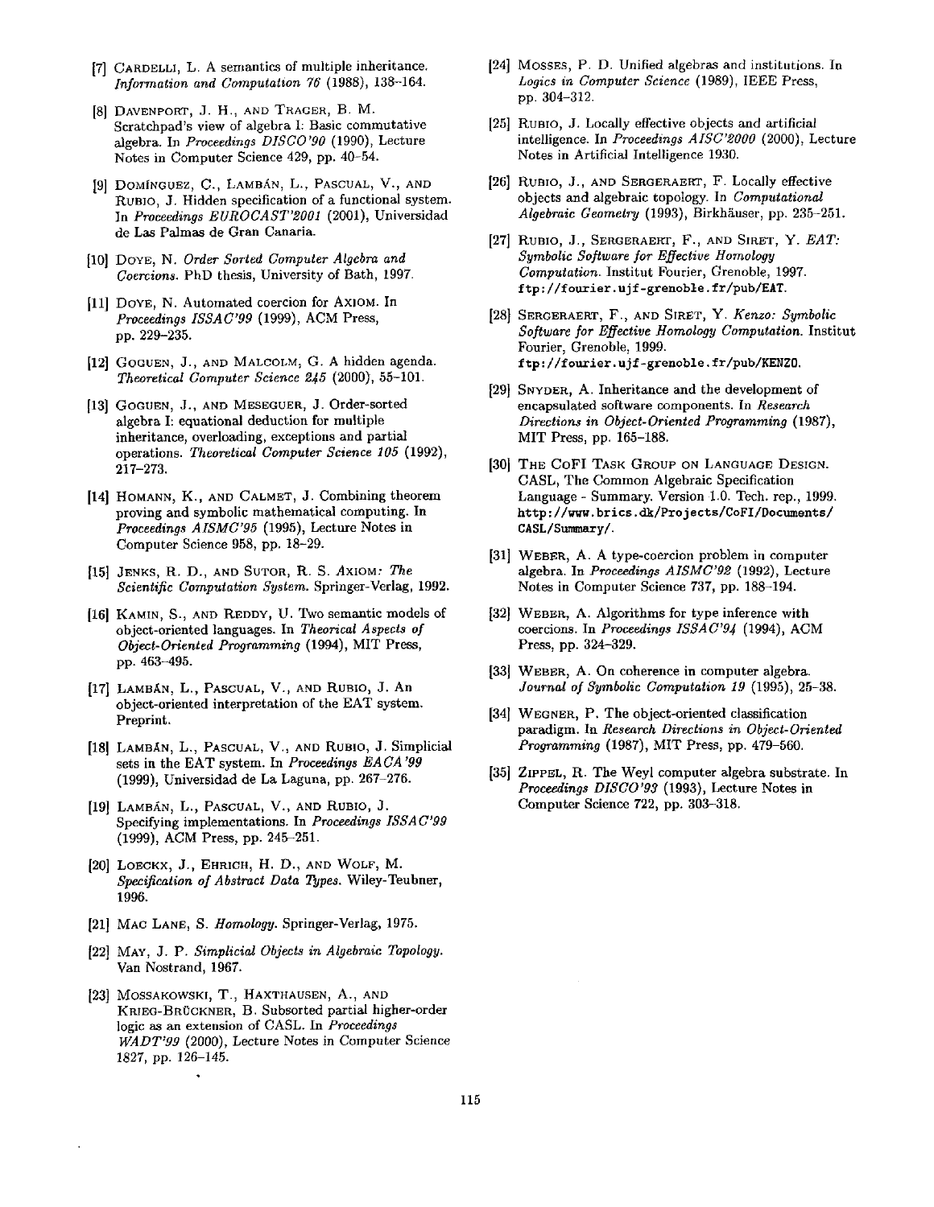[7] Cardelli, L. A semantics of multiple inheritance. *Information and Computation 76* (1988), 138–164.

[8] Davenport, J. H., and Trager, B. M. Scratchpad's view of algebra I: Basic commutative algebra. In *Proceedings DISCO'90* (1990), Lecture Notes in Computer Science 429, pp. 40–54.

[9] Domínguez, C., Lambán, L., Pascual, V., and Rubio, J. Hidden specification of a functional system. In *Proceedings EUROCAST'2001* (2001), Universidad de Las Palmas de Gran Canaria.

[10] Doye, N. *Order Sorted Computer Algebra and Coercions*. PhD thesis, University of Bath, 1997.

[11] Doye, N. Automated coercion for Axiom. In *Proceedings ISSAC'99* (1999), ACM Press, pp. 229–235.

[12] Goguen, J., and Malcolm, G. A hidden agenda. *Theoretical Computer Science 245* (2000), 55–101.

[13] Goguen, J., and Meseguer, J. Order-sorted algebra I: equational deduction for multiple inheritance, overloading, exceptions and partial operations. *Theoretical Computer Science 105* (1992), 217–273.

[14] Homann, K., and Calmet, J. Combining theorem proving and symbolic mathematical computing. In *Proceedings AISMC'95* (1995), Lecture Notes in Computer Science 958, pp. 18–29.

[15] Jenks, R. D., and Sutor, R. S. *Axiom: The Scientific Computation System*. Springer-Verlag, 1992.

[16] Kamin, S., and Reddy, U. Two semantic models of object-oriented languages. In *Theorical Aspects of Object-Oriented Programming* (1994), MIT Press, pp. 463–495.

[17] Lambán, L., Pascual, V., and Rubio, J. An object-oriented interpretation of the EAT system. Preprint.

[18] Lambán, L., Pascual, V., and Rubio, J. Simplicial sets in the EAT system. In *Proceedings EACA'99* (1999), Universidad de La Laguna, pp. 267–276.

[19] Lambán, L., Pascual, V., and Rubio, J. Specifying implementations. In *Proceedings ISSAC'99* (1999), ACM Press, pp. 245–251.

[20] Loeckx, J., Ehrich, H. D., and Wolf, M. *Specification of Abstract Data Types*. Wiley-Teubner, 1996.

[21] Mac Lane, S. *Homology*. Springer-Verlag, 1975.

[22] May, J. P. *Simplicial Objects in Algebraic Topology*. Van Nostrand, 1967.

[23] Mossakowski, T., Haxthausen, A., and Krieg-Brückner, B. Subsorted partial higher-order logic as an extension of CASL. In *Proceedings WADT'99* (2000), Lecture Notes in Computer Science 1827, pp. 126–145.

[24] Mosses, P. D. Unified algebras and institutions. In *Logics in Computer Science* (1989), IEEE Press, pp. 304–312.

[25] Rubio, J. Locally effective objects and artificial intelligence. In *Proceedings AISC'2000* (2000), Lecture Notes in Artificial Intelligence 1930.

[26] Rubio, J., and Sergeraert, F. Locally effective objects and algebraic topology. In *Computational Algebraic Geometry* (1993), Birkhäuser, pp. 235–251.

[27] Rubio, J., Sergeraert, F., and Siret, Y. *EAT: Symbolic Software for Effective Homology Computation*. Institut Fourier, Grenoble, 1997. ftp://fourier.ujf-grenoble.fr/pub/EAT.

[28] Sergeraert, F., and Siret, Y. *Kenzo: Symbolic Software for Effective Homology Computation*. Institut Fourier, Grenoble, 1999. ftp://fourier.ujf-grenoble.fr/pub/KENZO.

[29] Snyder, A. Inheritance and the development of encapsulated software components. In *Research Directions in Object-Oriented Programming* (1987), MIT Press, pp. 165–188.

[30] The CoFI Task Group on Language Design. CASL, The Common Algebraic Specification Language - Summary. Version 1.0. Tech. rep., 1999. http://www.brics.dk/Projects/CoFI/Documents/CASL/Summary/.

[31] Weber, A. A type-coercion problem in computer algebra. In *Proceedings AISMC'92* (1992), Lecture Notes in Computer Science 737, pp. 188–194.

[32] Weber, A. Algorithms for type inference with coercions. In *Proceedings ISSAC'94* (1994), ACM Press, pp. 324–329.

[33] Weber, A. On coherence in computer algebra. *Journal of Symbolic Computation 19* (1995), 25–38.

[34] Wegner, P. The object-oriented classification paradigm. In *Research Directions in Object-Oriented Programming* (1987), MIT Press, pp. 479–560.

[35] Zippel, R. The Weyl computer algebra substrate. In *Proceedings DISCO'93* (1993), Lecture Notes in Computer Science 722, pp. 303–318.